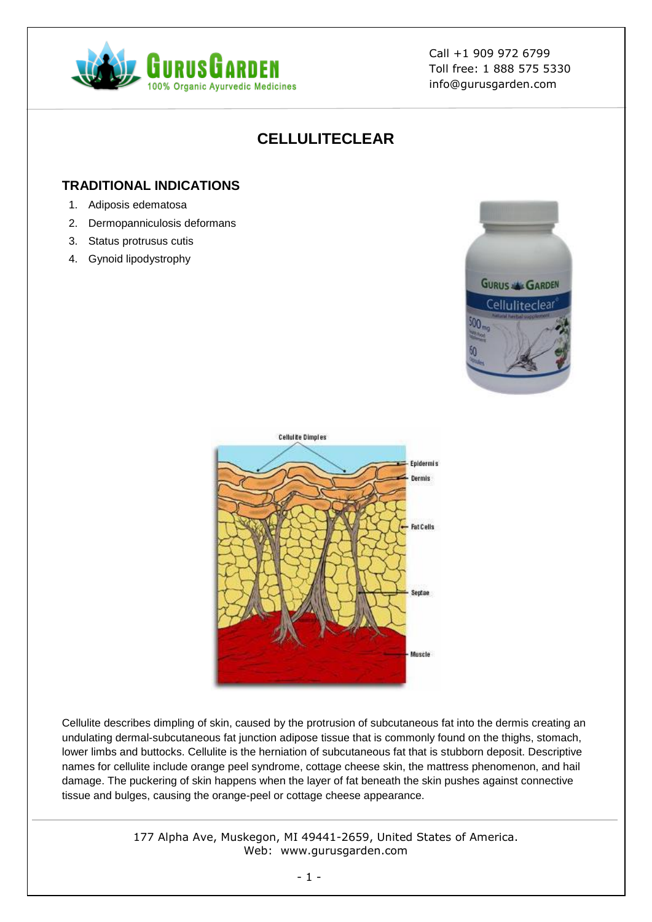# CELLULITECLEAR

## TRADITIONAL INDICATIONS

1. Adiposis edematosa
2. Dermopanniculosis deformans
3. Status protrusus cutis
4. Gynoid lipodystrophy

Cellulite describes dimpling of skin, caused by the protrusion of subcutaneous fat into the dermis creating an undulating dermal-subcutaneous fat junction adipose tissue that is commonly found on the thighs, stomach, lower limbs and buttocks. Cellulite is the herniation of subcutaneous fat that is stubborn deposit. Descriptive names for cellulite include orange peel syndrome, cottage cheese skin, the mattress phenomenon, and hail damage. The puckering of skin happens when the layer of fat beneath the skin pushes against connective tissue and bulges, causing the orange-peel or cottage cheese appearance.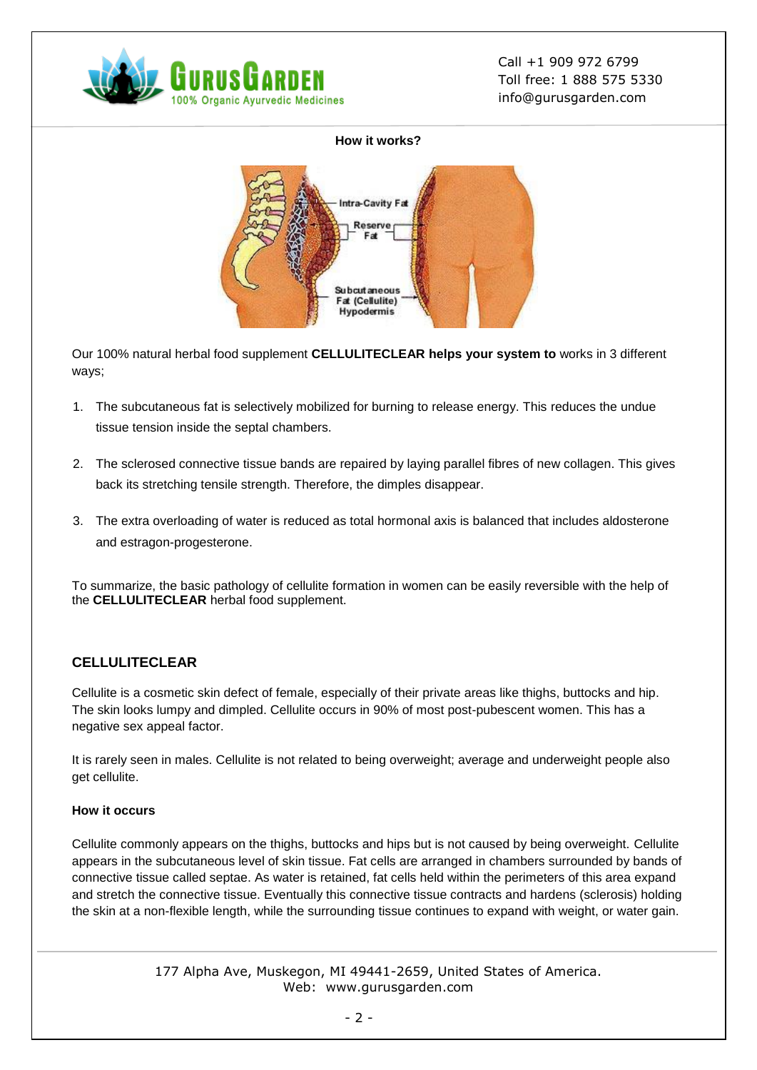**How it works?**

Our 100% natural herbal food supplement **CELLULITECLEAR helps your system to** works in 3 different ways;

1. The subcutaneous fat is selectively mobilized for burning to release energy. This reduces the undue tissue tension inside the septal chambers.
2. The sclerosed connective tissue bands are repaired by laying parallel fibres of new collagen. This gives back its stretching tensile strength. Therefore, the dimples disappear.
3. The extra overloading of water is reduced as total hormonal axis is balanced that includes aldosterone and estragon-progesterone.

To summarize, the basic pathology of cellulite formation in women can be easily reversible with the help of the **CELLULITECLEAR** herbal food supplement.

## CELLULITECLEAR

Cellulite is a cosmetic skin defect of female, especially of their private areas like thighs, buttocks and hip. The skin looks lumpy and dimpled. Cellulite occurs in 90% of most post-pubescent women. This has a negative sex appeal factor.

It is rarely seen in males. Cellulite is not related to being overweight; average and underweight people also get cellulite.

### How it occurs

Cellulite commonly appears on the thighs, buttocks and hips but is not caused by being overweight. Cellulite appears in the subcutaneous level of skin tissue. Fat cells are arranged in chambers surrounded by bands of connective tissue called septae. As water is retained, fat cells held within the perimeters of this area expand and stretch the connective tissue. Eventually this connective tissue contracts and hardens (sclerosis) holding the skin at a non-flexible length, while the surrounding tissue continues to expand with weight, or water gain.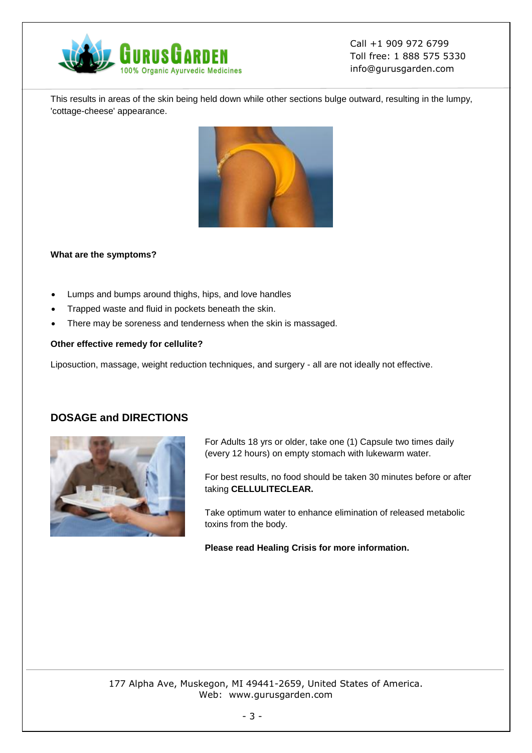This results in areas of the skin being held down while other sections bulge outward, resulting in the lumpy, 'cottage-cheese' appearance.

**What are the symptoms?**

- Lumps and bumps around thighs, hips, and love handles
- Trapped waste and fluid in pockets beneath the skin.
- There may be soreness and tenderness when the skin is massaged.

**Other effective remedy for cellulite?**

Liposuction, massage, weight reduction techniques, and surgery - all are not ideally not effective.

## DOSAGE and DIRECTIONS

For Adults 18 yrs or older, take one (1) Capsule two times daily (every 12 hours) on empty stomach with lukewarm water.

For best results, no food should be taken 30 minutes before or after taking **CELLULITECLEAR.**

Take optimum water to enhance elimination of released metabolic toxins from the body.

**Please read Healing Crisis for more information.**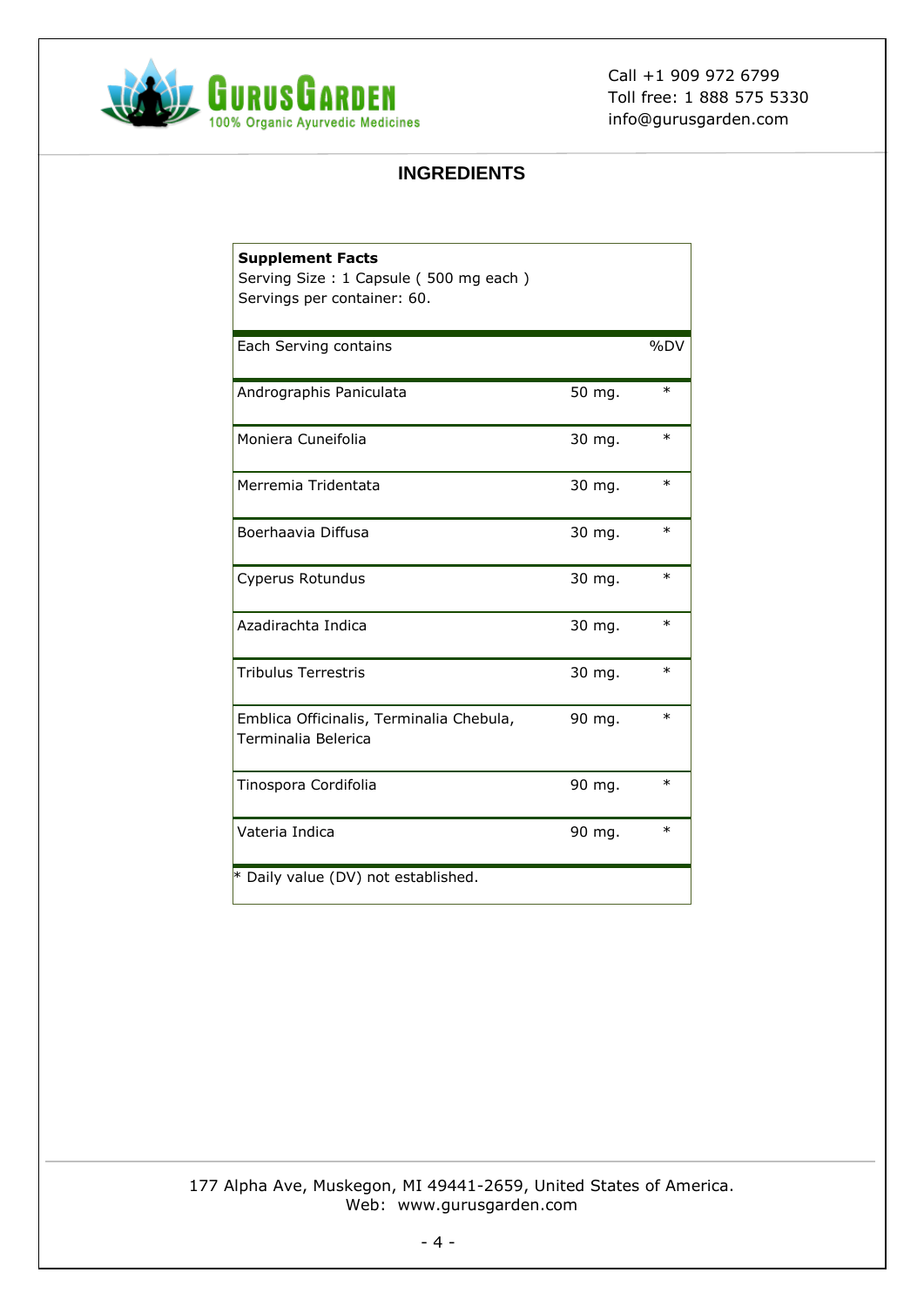## INGREDIENTS

**Supplement Facts**
Serving Size : 1 Capsule ( 500 mg each )
Servings per container: 60.

| Each Serving contains | | %DV |
|---|---|---|
| Andrographis Paniculata | 50 mg. | * |
| Moniera Cuneifolia | 30 mg. | * |
| Merremia Tridentata | 30 mg. | * |
| Boerhaavia Diffusa | 30 mg. | * |
| Cyperus Rotundus | 30 mg. | * |
| Azadirachta Indica | 30 mg. | * |
| Tribulus Terrestris | 30 mg. | * |
| Emblica Officinalis, Terminalia Chebula, Terminalia Belerica | 90 mg. | * |
| Tinospora Cordifolia | 90 mg. | * |
| Vateria Indica | 90 mg. | * |

* Daily value (DV) not established.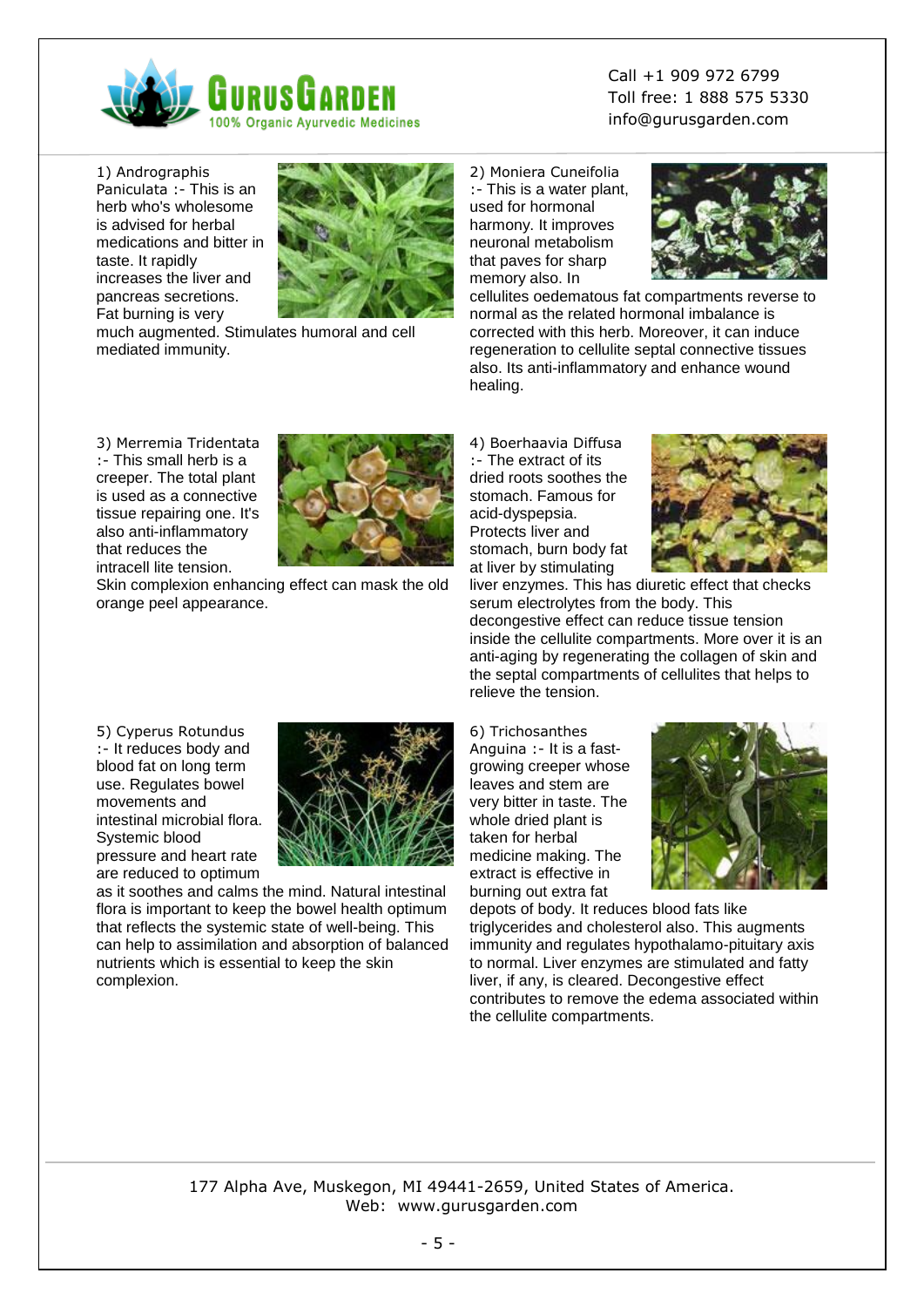1) Andrographis Paniculata :- This is an herb who's wholesome is advised for herbal medications and bitter in taste. It rapidly increases the liver and pancreas secretions. Fat burning is very much augmented. Stimulates humoral and cell mediated immunity.

2) Moniera Cuneifolia :- This is a water plant, used for hormonal harmony. It improves neuronal metabolism that paves for sharp memory also. In cellulites oedematous fat compartments reverse to normal as the related hormonal imbalance is corrected with this herb. Moreover, it can induce regeneration to cellulite septal connective tissues also. Its anti-inflammatory and enhance wound healing.

3) Merremia Tridentata :- This small herb is a creeper. The total plant is used as a connective tissue repairing one. It's also anti-inflammatory that reduces the intracell lite tension. Skin complexion enhancing effect can mask the old orange peel appearance.

4) Boerhaavia Diffusa :- The extract of its dried roots soothes the stomach. Famous for acid-dyspepsia. Protects liver and stomach, burn body fat at liver by stimulating liver enzymes. This has diuretic effect that checks serum electrolytes from the body. This decongestive effect can reduce tissue tension inside the cellulite compartments. More over it is an anti-aging by regenerating the collagen of skin and the septal compartments of cellulites that helps to relieve the tension.

5) Cyperus Rotundus :- It reduces body and blood fat on long term use. Regulates bowel movements and intestinal microbial flora. Systemic blood pressure and heart rate are reduced to optimum as it soothes and calms the mind. Natural intestinal flora is important to keep the bowel health optimum that reflects the systemic state of well-being. This can help to assimilation and absorption of balanced nutrients which is essential to keep the skin complexion.

6) Trichosanthes Anguina :- It is a fast-growing creeper whose leaves and stem are very bitter in taste. The whole dried plant is taken for herbal medicine making. The extract is effective in burning out extra fat depots of body. It reduces blood fats like triglycerides and cholesterol also. This augments immunity and regulates hypothalamo-pituitary axis to normal. Liver enzymes are stimulated and fatty liver, if any, is cleared. Decongestive effect contributes to remove the edema associated within the cellulite compartments.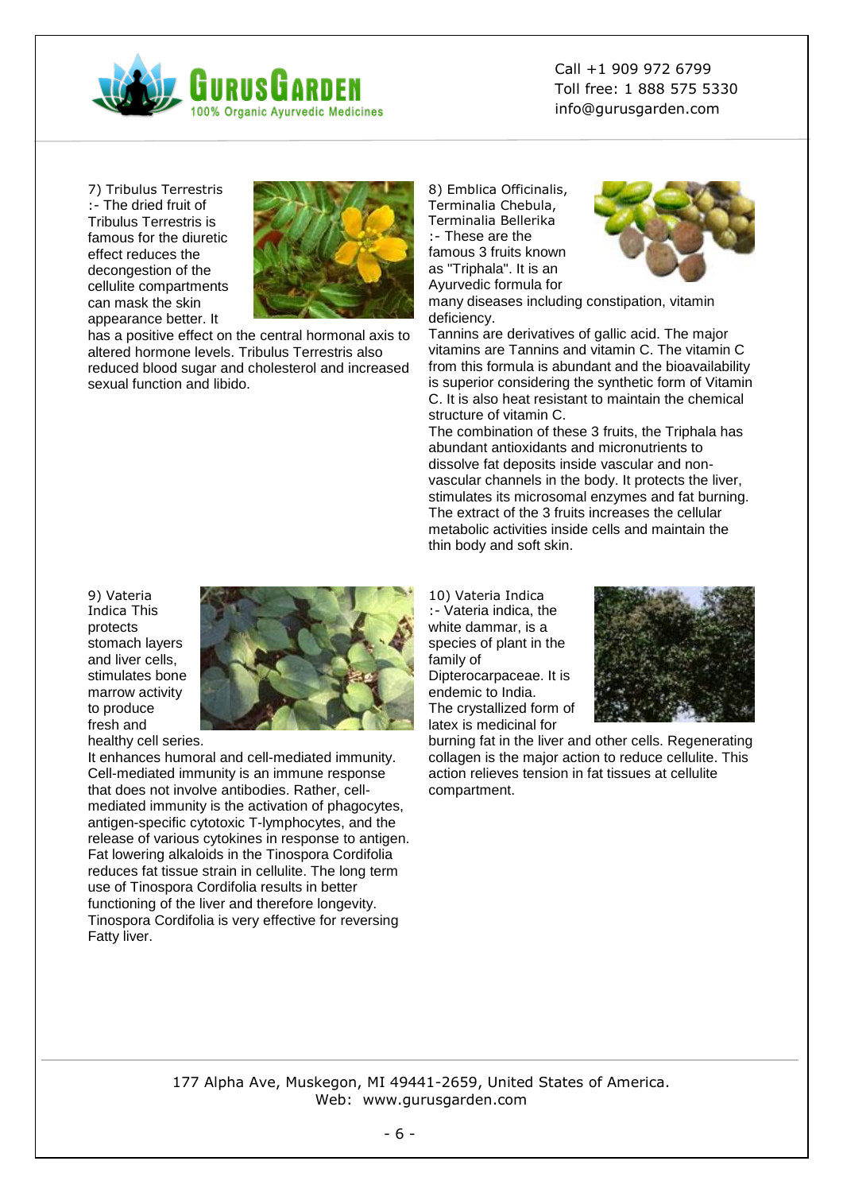7) Tribulus Terrestris :- The dried fruit of Tribulus Terrestris is famous for the diuretic effect reduces the decongestion of the cellulite compartments can mask the skin appearance better. It has a positive effect on the central hormonal axis to altered hormone levels. Tribulus Terrestris also reduced blood sugar and cholesterol and increased sexual function and libido.

8) Emblica Officinalis, Terminalia Chebula, Terminalia Bellerika :- These are the famous 3 fruits known as "Triphala". It is an Ayurvedic formula for many diseases including constipation, vitamin deficiency.

Tannins are derivatives of gallic acid. The major vitamins are Tannins and vitamin C. The vitamin C from this formula is abundant and the bioavailability is superior considering the synthetic form of Vitamin C. It is also heat resistant to maintain the chemical structure of vitamin C.

The combination of these 3 fruits, the Triphala has abundant antioxidants and micronutrients to dissolve fat deposits inside vascular and non-vascular channels in the body. It protects the liver, stimulates its microsomal enzymes and fat burning. The extract of the 3 fruits increases the cellular metabolic activities inside cells and maintain the thin body and soft skin.

9) Vateria Indica This protects stomach layers and liver cells, stimulates bone marrow activity to produce fresh and healthy cell series.

It enhances humoral and cell-mediated immunity. Cell-mediated immunity is an immune response that does not involve antibodies. Rather, cell-mediated immunity is the activation of phagocytes, antigen-specific cytotoxic T-lymphocytes, and the release of various cytokines in response to antigen. Fat lowering alkaloids in the Tinospora Cordifolia reduces fat tissue strain in cellulite. The long term use of Tinospora Cordifolia results in better functioning of the liver and therefore longevity. Tinospora Cordifolia is very effective for reversing Fatty liver.

10) Vateria Indica :- Vateria indica, the white dammar, is a species of plant in the family of Dipterocarpaceae. It is endemic to India. The crystallized form of latex is medicinal for burning fat in the liver and other cells. Regenerating collagen is the major action to reduce cellulite. This action relieves tension in fat tissues at cellulite compartment.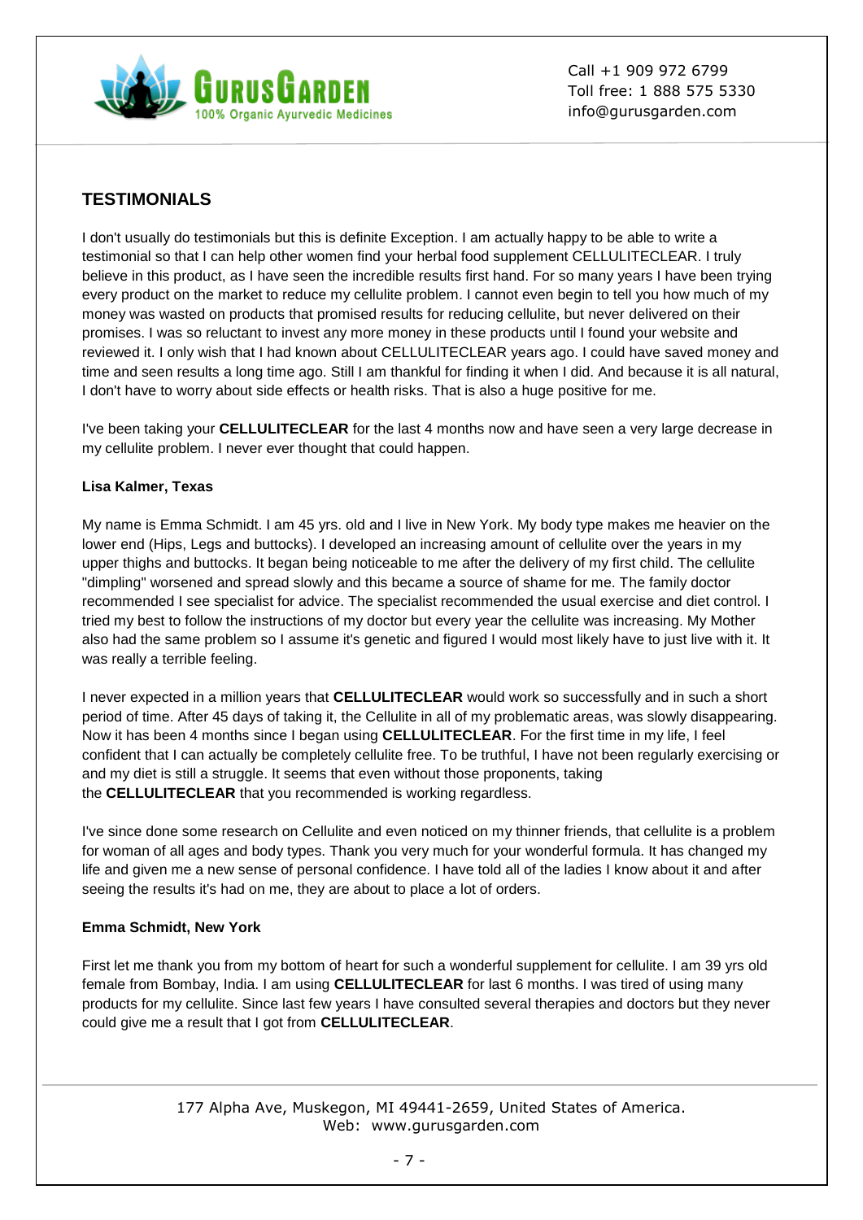## TESTIMONIALS

I don't usually do testimonials but this is definite Exception. I am actually happy to be able to write a testimonial so that I can help other women find your herbal food supplement CELLULITECLEAR. I truly believe in this product, as I have seen the incredible results first hand. For so many years I have been trying every product on the market to reduce my cellulite problem. I cannot even begin to tell you how much of my money was wasted on products that promised results for reducing cellulite, but never delivered on their promises. I was so reluctant to invest any more money in these products until I found your website and reviewed it. I only wish that I had known about CELLULITECLEAR years ago. I could have saved money and time and seen results a long time ago. Still I am thankful for finding it when I did. And because it is all natural, I don't have to worry about side effects or health risks. That is also a huge positive for me.

I've been taking your **CELLULITECLEAR** for the last 4 months now and have seen a very large decrease in my cellulite problem. I never ever thought that could happen.

**Lisa Kalmer, Texas**

My name is Emma Schmidt. I am 45 yrs. old and I live in New York. My body type makes me heavier on the lower end (Hips, Legs and buttocks). I developed an increasing amount of cellulite over the years in my upper thighs and buttocks. It began being noticeable to me after the delivery of my first child. The cellulite "dimpling" worsened and spread slowly and this became a source of shame for me. The family doctor recommended I see specialist for advice. The specialist recommended the usual exercise and diet control. I tried my best to follow the instructions of my doctor but every year the cellulite was increasing. My Mother also had the same problem so I assume it's genetic and figured I would most likely have to just live with it. It was really a terrible feeling.

I never expected in a million years that **CELLULITECLEAR** would work so successfully and in such a short period of time. After 45 days of taking it, the Cellulite in all of my problematic areas, was slowly disappearing. Now it has been 4 months since I began using **CELLULITECLEAR**. For the first time in my life, I feel confident that I can actually be completely cellulite free. To be truthful, I have not been regularly exercising or and my diet is still a struggle. It seems that even without those proponents, taking the **CELLULITECLEAR** that you recommended is working regardless.

I've since done some research on Cellulite and even noticed on my thinner friends, that cellulite is a problem for woman of all ages and body types. Thank you very much for your wonderful formula. It has changed my life and given me a new sense of personal confidence. I have told all of the ladies I know about it and after seeing the results it's had on me, they are about to place a lot of orders.

**Emma Schmidt, New York**

First let me thank you from my bottom of heart for such a wonderful supplement for cellulite. I am 39 yrs old female from Bombay, India. I am using **CELLULITECLEAR** for last 6 months. I was tired of using many products for my cellulite. Since last few years I have consulted several therapies and doctors but they never could give me a result that I got from **CELLULITECLEAR**.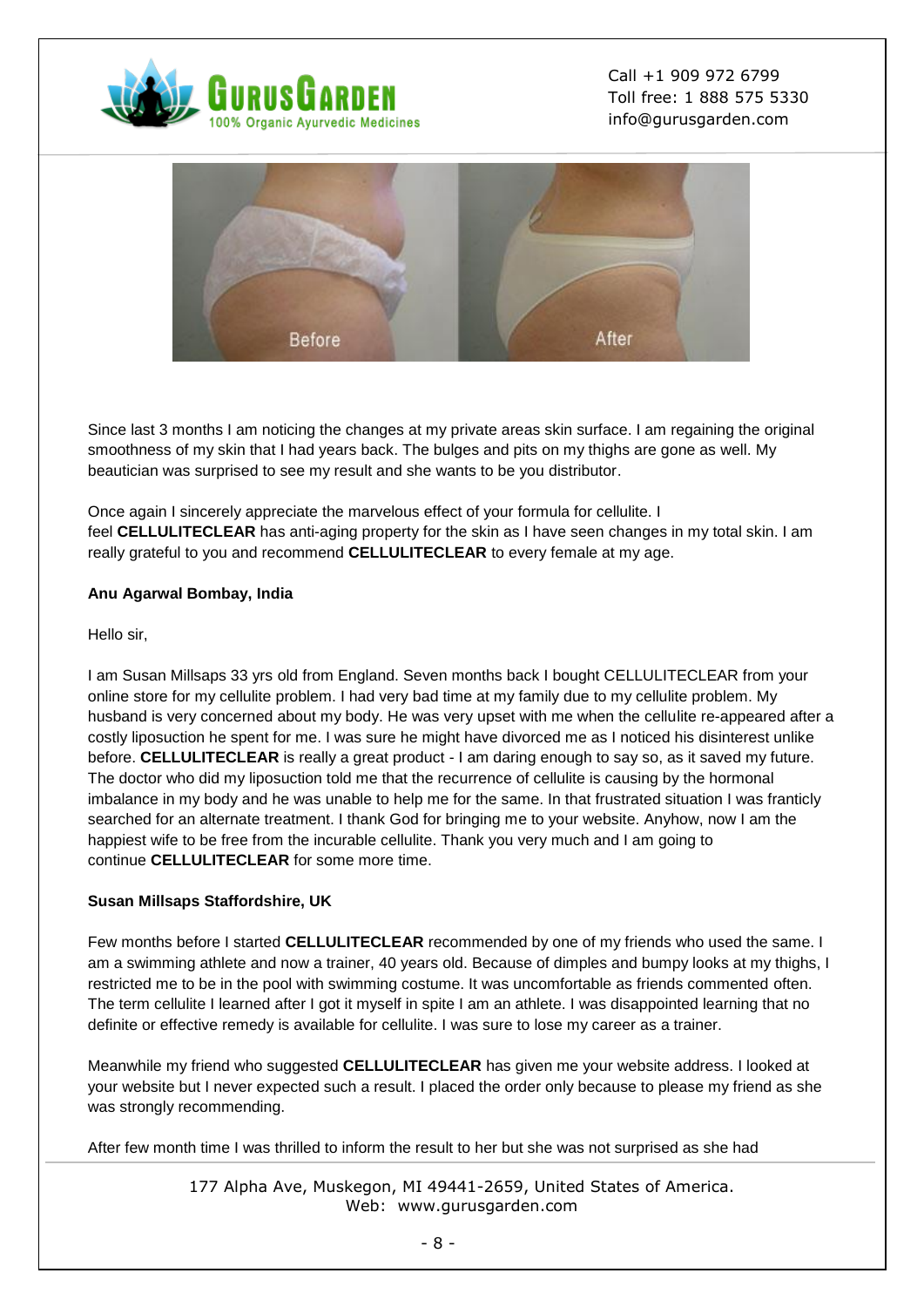Since last 3 months I am noticing the changes at my private areas skin surface. I am regaining the original smoothness of my skin that I had years back. The bulges and pits on my thighs are gone as well. My beautician was surprised to see my result and she wants to be you distributor.

Once again I sincerely appreciate the marvelous effect of your formula for cellulite. I feel **CELLULITECLEAR** has anti-aging property for the skin as I have seen changes in my total skin. I am really grateful to you and recommend **CELLULITECLEAR** to every female at my age.

**Anu Agarwal Bombay, India**

Hello sir,

I am Susan Millsaps 33 yrs old from England. Seven months back I bought CELLULITECLEAR from your online store for my cellulite problem. I had very bad time at my family due to my cellulite problem. My husband is very concerned about my body. He was very upset with me when the cellulite re-appeared after a costly liposuction he spent for me. I was sure he might have divorced me as I noticed his disinterest unlike before. **CELLULITECLEAR** is really a great product - I am daring enough to say so, as it saved my future. The doctor who did my liposuction told me that the recurrence of cellulite is causing by the hormonal imbalance in my body and he was unable to help me for the same. In that frustrated situation I was franticly searched for an alternate treatment. I thank God for bringing me to your website. Anyhow, now I am the happiest wife to be free from the incurable cellulite. Thank you very much and I am going to continue **CELLULITECLEAR** for some more time.

**Susan Millsaps Staffordshire, UK**

Few months before I started **CELLULITECLEAR** recommended by one of my friends who used the same. I am a swimming athlete and now a trainer, 40 years old. Because of dimples and bumpy looks at my thighs, I restricted me to be in the pool with swimming costume. It was uncomfortable as friends commented often. The term cellulite I learned after I got it myself in spite I am an athlete. I was disappointed learning that no definite or effective remedy is available for cellulite. I was sure to lose my career as a trainer.

Meanwhile my friend who suggested **CELLULITECLEAR** has given me your website address. I looked at your website but I never expected such a result. I placed the order only because to please my friend as she was strongly recommending.

After few month time I was thrilled to inform the result to her but she was not surprised as she had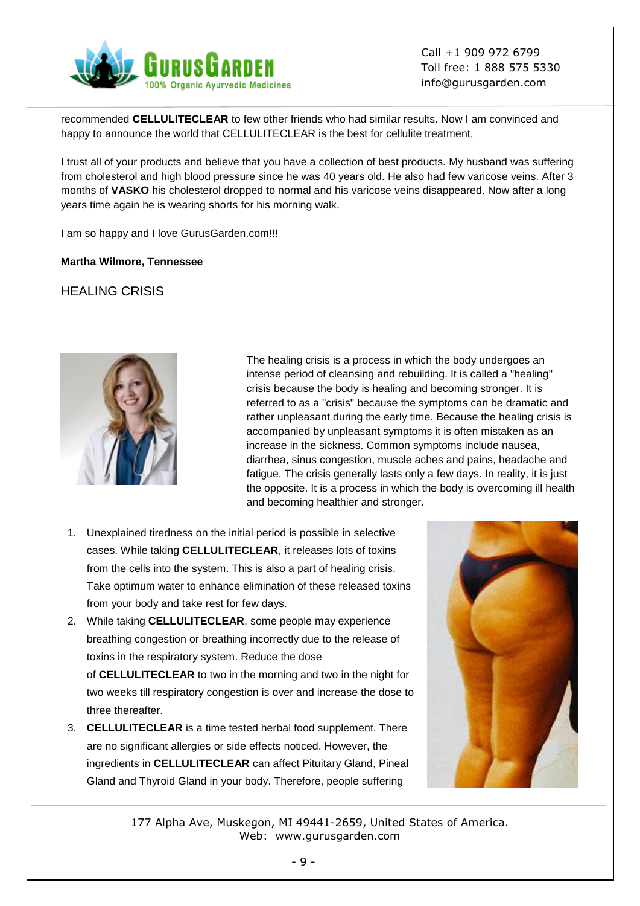recommended **CELLULITECLEAR** to few other friends who had similar results. Now I am convinced and happy to announce the world that CELLULITECLEAR is the best for cellulite treatment.

I trust all of your products and believe that you have a collection of best products. My husband was suffering from cholesterol and high blood pressure since he was 40 years old. He also had few varicose veins. After 3 months of **VASKO** his cholesterol dropped to normal and his varicose veins disappeared. Now after a long years time again he is wearing shorts for his morning walk.

I am so happy and I love GurusGarden.com!!!

**Martha Wilmore, Tennessee**

## HEALING CRISIS

The healing crisis is a process in which the body undergoes an intense period of cleansing and rebuilding. It is called a "healing" crisis because the body is healing and becoming stronger. It is referred to as a "crisis" because the symptoms can be dramatic and rather unpleasant during the early time. Because the healing crisis is accompanied by unpleasant symptoms it is often mistaken as an increase in the sickness. Common symptoms include nausea, diarrhea, sinus congestion, muscle aches and pains, headache and fatigue. The crisis generally lasts only a few days. In reality, it is just the opposite. It is a process in which the body is overcoming ill health and becoming healthier and stronger.

1. Unexplained tiredness on the initial period is possible in selective cases. While taking **CELLULITECLEAR**, it releases lots of toxins from the cells into the system. This is also a part of healing crisis. Take optimum water to enhance elimination of these released toxins from your body and take rest for few days.
2. While taking **CELLULITECLEAR**, some people may experience breathing congestion or breathing incorrectly due to the release of toxins in the respiratory system. Reduce the dose of **CELLULITECLEAR** to two in the morning and two in the night for two weeks till respiratory congestion is over and increase the dose to three thereafter.
3. **CELLULITECLEAR** is a time tested herbal food supplement. There are no significant allergies or side effects noticed. However, the ingredients in **CELLULITECLEAR** can affect Pituitary Gland, Pineal Gland and Thyroid Gland in your body. Therefore, people suffering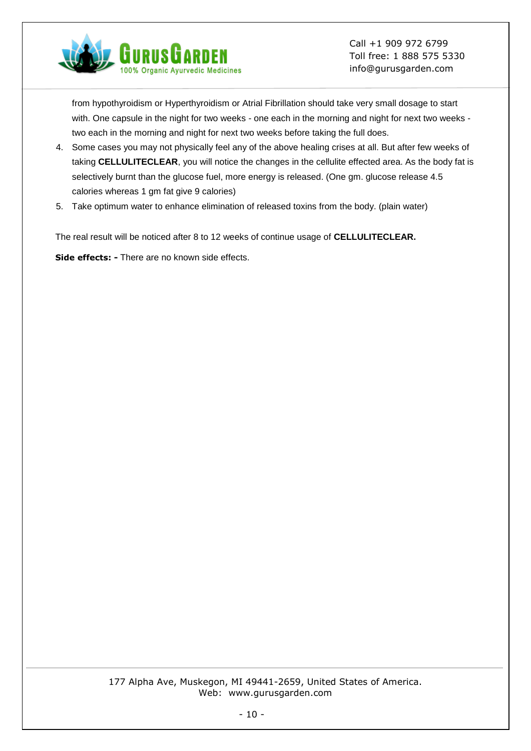from hypothyroidism or Hyperthyroidism or Atrial Fibrillation should take very small dosage to start with. One capsule in the night for two weeks - one each in the morning and night for next two weeks - two each in the morning and night for next two weeks before taking the full does.

4. Some cases you may not physically feel any of the above healing crises at all. But after few weeks of taking **CELLULITECLEAR**, you will notice the changes in the cellulite effected area. As the body fat is selectively burnt than the glucose fuel, more energy is released. (One gm. glucose release 4.5 calories whereas 1 gm fat give 9 calories)
5. Take optimum water to enhance elimination of released toxins from the body. (plain water)

The real result will be noticed after 8 to 12 weeks of continue usage of **CELLULITECLEAR.**

**Side effects: -** There are no known side effects.